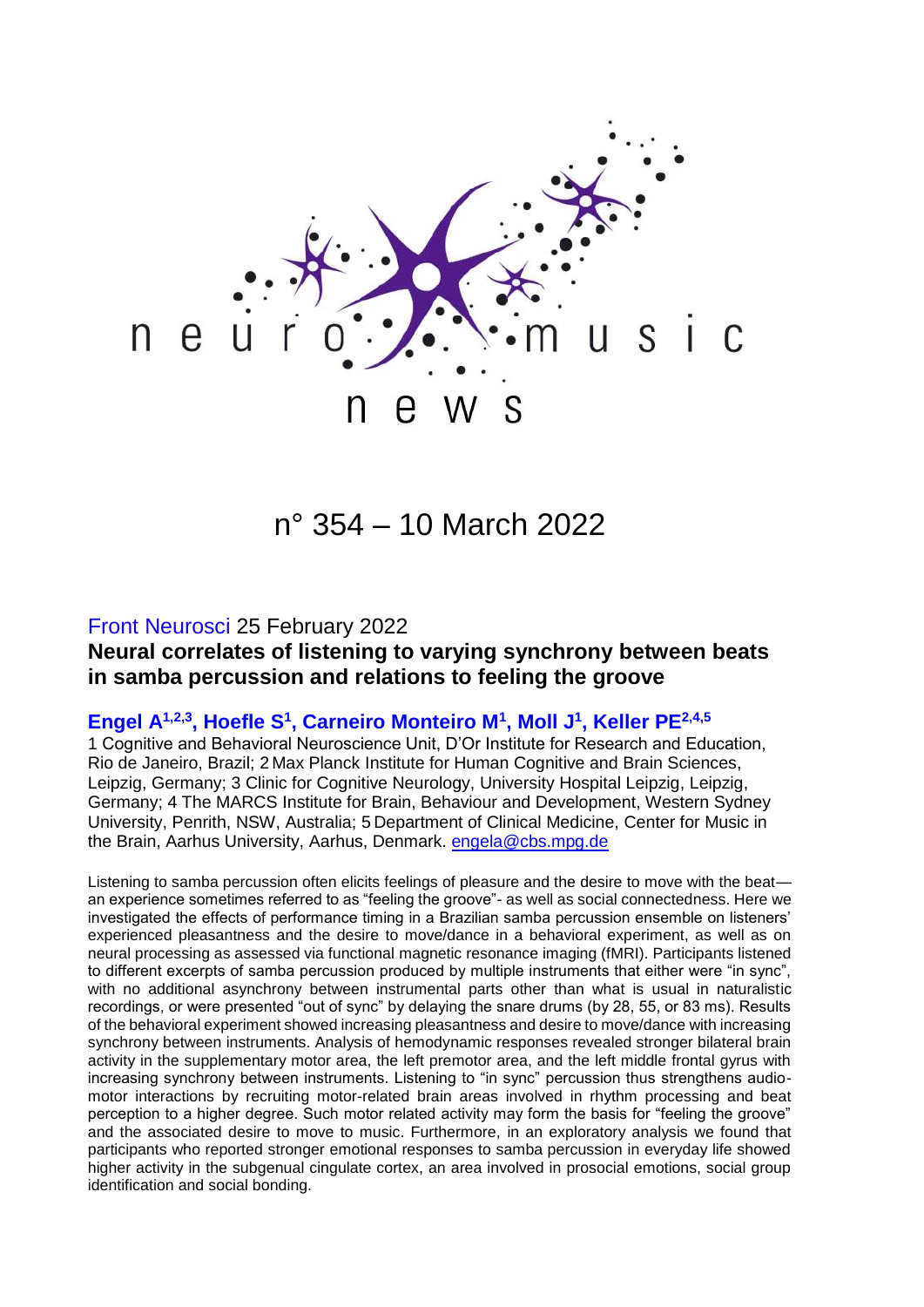neuro music news

n° 354 – 10 March 2022

Front Neurosci 25 February 2022

## Neural correlates of listening to varying synchrony between beats in samba percussion and relations to feeling the groove

**Engel A[1,2,3], Hoefle S[1], Carneiro Monteiro M[1], Moll J[1], Keller PE[2,4,5]**

1 Cognitive and Behavioral Neuroscience Unit, D'Or Institute for Research and Education, Rio de Janeiro, Brazil; 2 Max Planck Institute for Human Cognitive and Brain Sciences, Leipzig, Germany; 3 Clinic for Cognitive Neurology, University Hospital Leipzig, Leipzig, Germany; 4 The MARCS Institute for Brain, Behaviour and Development, Western Sydney University, Penrith, NSW, Australia; 5 Department of Clinical Medicine, Center for Music in the Brain, Aarhus University, Aarhus, Denmark. engela@cbs.mpg.de

Listening to samba percussion often elicits feelings of pleasure and the desire to move with the beat—an experience sometimes referred to as "feeling the groove"- as well as social connectedness. Here we investigated the effects of performance timing in a Brazilian samba percussion ensemble on listeners' experienced pleasantness and the desire to move/dance in a behavioral experiment, as well as on neural processing as assessed via functional magnetic resonance imaging (fMRI). Participants listened to different excerpts of samba percussion produced by multiple instruments that either were "in sync", with no additional asynchrony between instrumental parts other than what is usual in naturalistic recordings, or were presented "out of sync" by delaying the snare drums (by 28, 55, or 83 ms). Results of the behavioral experiment showed increasing pleasantness and desire to move/dance with increasing synchrony between instruments. Analysis of hemodynamic responses revealed stronger bilateral brain activity in the supplementary motor area, the left premotor area, and the left middle frontal gyrus with increasing synchrony between instruments. Listening to "in sync" percussion thus strengthens audio-motor interactions by recruiting motor-related brain areas involved in rhythm processing and beat perception to a higher degree. Such motor related activity may form the basis for "feeling the groove" and the associated desire to move to music. Furthermore, in an exploratory analysis we found that participants who reported stronger emotional responses to samba percussion in everyday life showed higher activity in the subgenual cingulate cortex, an area involved in prosocial emotions, social group identification and social bonding.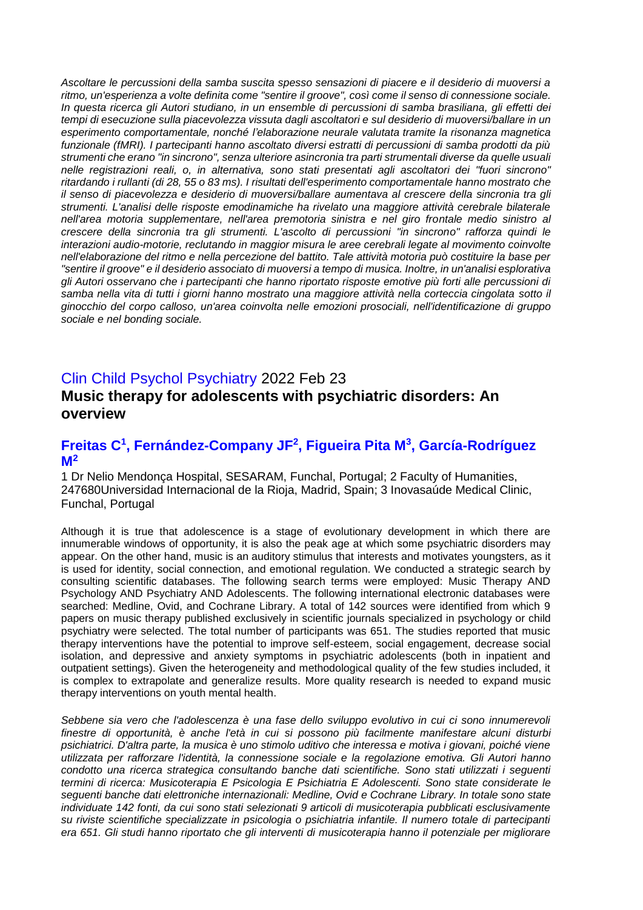*Ascoltare le percussioni della samba suscita spesso sensazioni di piacere e il desiderio di muoversi a ritmo, un'esperienza a volte definita come "sentire il groove", così come il senso di connessione sociale. In questa ricerca gli Autori studiano, in un ensemble di percussioni di samba brasiliana, gli effetti dei tempi di esecuzione sulla piacevolezza vissuta dagli ascoltatori e sul desiderio di muoversi/ballare in un esperimento comportamentale, nonché l'elaborazione neurale valutata tramite la risonanza magnetica funzionale (fMRI). I partecipanti hanno ascoltato diversi estratti di percussioni di samba prodotti da più strumenti che erano "in sincrono", senza ulteriore asincronia tra parti strumentali diverse da quelle usuali nelle registrazioni reali, o, in alternativa, sono stati presentati agli ascoltatori dei "fuori sincrono" ritardando i rullanti (di 28, 55 o 83 ms). I risultati dell'esperimento comportamentale hanno mostrato che il senso di piacevolezza e desiderio di muoversi/ballare aumentava al crescere della sincronia tra gli strumenti. L'analisi delle risposte emodinamiche ha rivelato una maggiore attività cerebrale bilaterale nell'area motoria supplementare, nell'area premotoria sinistra e nel giro frontale medio sinistro al crescere della sincronia tra gli strumenti. L'ascolto di percussioni "in sincrono" rafforza quindi le interazioni audio-motorie, reclutando in maggior misura le aree cerebrali legate al movimento coinvolte nell'elaborazione del ritmo e nella percezione del battito. Tale attività motoria può costituire la base per "sentire il groove" e il desiderio associato di muoversi a tempo di musica. Inoltre, in un'analisi esplorativa gli Autori osservano che i partecipanti che hanno riportato risposte emotive più forti alle percussioni di samba nella vita di tutti i giorni hanno mostrato una maggiore attività nella corteccia cingolata sotto il ginocchio del corpo calloso, un'area coinvolta nelle emozioni prosociali, nell'identificazione di gruppo sociale e nel bonding sociale.*

Clin Child Psychol Psychiatry 2022 Feb 23

## Music therapy for adolescents with psychiatric disorders: An overview

### Freitas C[1], Fernández-Company JF[2], Figueira Pita M[3], García-Rodríguez M[2]

1 Dr Nelio Mendonça Hospital, SESARAM, Funchal, Portugal; 2 Faculty of Humanities, 247680Universidad Internacional de la Rioja, Madrid, Spain; 3 Inovasaúde Medical Clinic, Funchal, Portugal

Although it is true that adolescence is a stage of evolutionary development in which there are innumerable windows of opportunity, it is also the peak age at which some psychiatric disorders may appear. On the other hand, music is an auditory stimulus that interests and motivates youngsters, as it is used for identity, social connection, and emotional regulation. We conducted a strategic search by consulting scientific databases. The following search terms were employed: Music Therapy AND Psychology AND Psychiatry AND Adolescents. The following international electronic databases were searched: Medline, Ovid, and Cochrane Library. A total of 142 sources were identified from which 9 papers on music therapy published exclusively in scientific journals specialized in psychology or child psychiatry were selected. The total number of participants was 651. The studies reported that music therapy interventions have the potential to improve self-esteem, social engagement, decrease social isolation, and depressive and anxiety symptoms in psychiatric adolescents (both in inpatient and outpatient settings). Given the heterogeneity and methodological quality of the few studies included, it is complex to extrapolate and generalize results. More quality research is needed to expand music therapy interventions on youth mental health.

*Sebbene sia vero che l'adolescenza è una fase dello sviluppo evolutivo in cui ci sono innumerevoli finestre di opportunità, è anche l'età in cui si possono più facilmente manifestare alcuni disturbi psichiatrici. D'altra parte, la musica è uno stimolo uditivo che interessa e motiva i giovani, poiché viene utilizzata per rafforzare l'identità, la connessione sociale e la regolazione emotiva. Gli Autori hanno condotto una ricerca strategica consultando banche dati scientifiche. Sono stati utilizzati i seguenti termini di ricerca: Musicoterapia E Psicologia E Psichiatria E Adolescenti. Sono state considerate le seguenti banche dati elettroniche internazionali: Medline, Ovid e Cochrane Library. In totale sono state individuate 142 fonti, da cui sono stati selezionati 9 articoli di musicoterapia pubblicati esclusivamente su riviste scientifiche specializzate in psicologia o psichiatria infantile. Il numero totale di partecipanti era 651. Gli studi hanno riportato che gli interventi di musicoterapia hanno il potenziale per migliorare*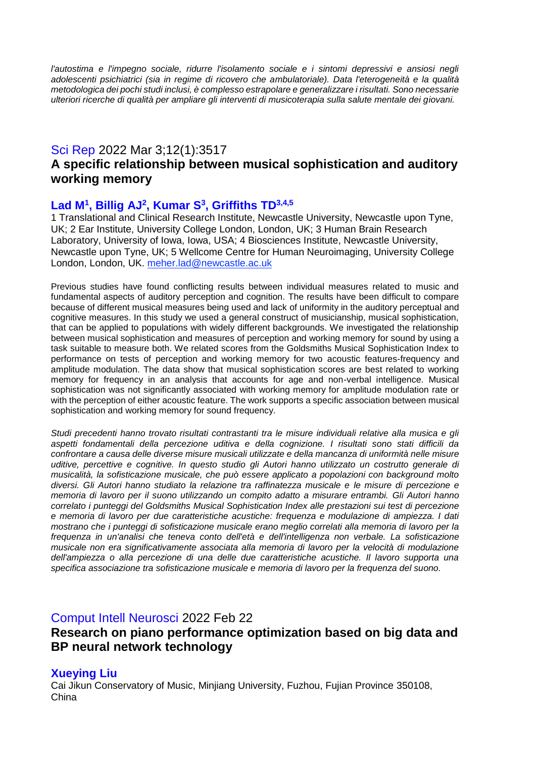*l'autostima e l'impegno sociale, ridurre l'isolamento sociale e i sintomi depressivi e ansiosi negli adolescenti psichiatrici (sia in regime di ricovero che ambulatoriale). Data l'eterogeneità e la qualità metodologica dei pochi studi inclusi, è complesso estrapolare e generalizzare i risultati. Sono necessarie ulteriori ricerche di qualità per ampliare gli interventi di musicoterapia sulla salute mentale dei giovani.*

## Sci Rep 2022 Mar 3;12(1):3517

### A specific relationship between musical sophistication and auditory working memory

**Lad M[1], Billig AJ[2], Kumar S[3], Griffiths TD[3,4,5]**

1 Translational and Clinical Research Institute, Newcastle University, Newcastle upon Tyne, UK; 2 Ear Institute, University College London, London, UK; 3 Human Brain Research Laboratory, University of Iowa, Iowa, USA; 4 Biosciences Institute, Newcastle University, Newcastle upon Tyne, UK; 5 Wellcome Centre for Human Neuroimaging, University College London, London, UK. meher.lad@newcastle.ac.uk

Previous studies have found conflicting results between individual measures related to music and fundamental aspects of auditory perception and cognition. The results have been difficult to compare because of different musical measures being used and lack of uniformity in the auditory perceptual and cognitive measures. In this study we used a general construct of musicianship, musical sophistication, that can be applied to populations with widely different backgrounds. We investigated the relationship between musical sophistication and measures of perception and working memory for sound by using a task suitable to measure both. We related scores from the Goldsmiths Musical Sophistication Index to performance on tests of perception and working memory for two acoustic features-frequency and amplitude modulation. The data show that musical sophistication scores are best related to working memory for frequency in an analysis that accounts for age and non-verbal intelligence. Musical sophistication was not significantly associated with working memory for amplitude modulation rate or with the perception of either acoustic feature. The work supports a specific association between musical sophistication and working memory for sound frequency.

*Studi precedenti hanno trovato risultati contrastanti tra le misure individuali relative alla musica e gli aspetti fondamentali della percezione uditiva e della cognizione. I risultati sono stati difficili da confrontare a causa delle diverse misure musicali utilizzate e della mancanza di uniformità nelle misure uditive, percettive e cognitive. In questo studio gli Autori hanno utilizzato un costrutto generale di musicalità, la sofisticazione musicale, che può essere applicato a popolazioni con background molto diversi. Gli Autori hanno studiato la relazione tra raffinatezza musicale e le misure di percezione e memoria di lavoro per il suono utilizzando un compito adatto a misurare entrambi. Gli Autori hanno correlato i punteggi del Goldsmiths Musical Sophistication Index alle prestazioni sui test di percezione e memoria di lavoro per due caratteristiche acustiche: frequenza e modulazione di ampiezza. I dati mostrano che i punteggi di sofisticazione musicale erano meglio correlati alla memoria di lavoro per la frequenza in un'analisi che teneva conto dell'età e dell'intelligenza non verbale. La sofisticazione musicale non era significativamente associata alla memoria di lavoro per la velocità di modulazione dell'ampiezza o alla percezione di una delle due caratteristiche acustiche. Il lavoro supporta una specifica associazione tra sofisticazione musicale e memoria di lavoro per la frequenza del suono.*

## Comput Intell Neurosci 2022 Feb 22

### Research on piano performance optimization based on big data and BP neural network technology

**Xueying Liu**

Cai Jikun Conservatory of Music, Minjiang University, Fuzhou, Fujian Province 350108, China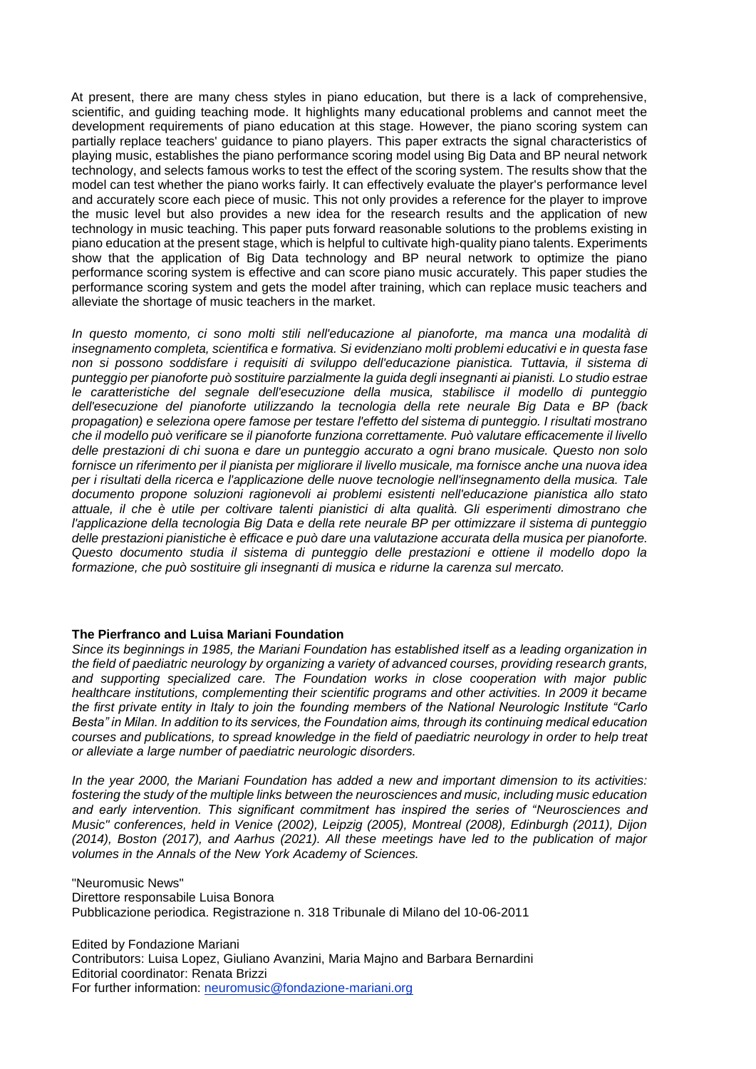At present, there are many chess styles in piano education, but there is a lack of comprehensive, scientific, and guiding teaching mode. It highlights many educational problems and cannot meet the development requirements of piano education at this stage. However, the piano scoring system can partially replace teachers' guidance to piano players. This paper extracts the signal characteristics of playing music, establishes the piano performance scoring model using Big Data and BP neural network technology, and selects famous works to test the effect of the scoring system. The results show that the model can test whether the piano works fairly. It can effectively evaluate the player's performance level and accurately score each piece of music. This not only provides a reference for the player to improve the music level but also provides a new idea for the research results and the application of new technology in music teaching. This paper puts forward reasonable solutions to the problems existing in piano education at the present stage, which is helpful to cultivate high-quality piano talents. Experiments show that the application of Big Data technology and BP neural network to optimize the piano performance scoring system is effective and can score piano music accurately. This paper studies the performance scoring system and gets the model after training, which can replace music teachers and alleviate the shortage of music teachers in the market.

*In questo momento, ci sono molti stili nell'educazione al pianoforte, ma manca una modalità di insegnamento completa, scientifica e formativa. Si evidenziano molti problemi educativi e in questa fase non si possono soddisfare i requisiti di sviluppo dell'educazione pianistica. Tuttavia, il sistema di punteggio per pianoforte può sostituire parzialmente la guida degli insegnanti ai pianisti. Lo studio estrae le caratteristiche del segnale dell'esecuzione della musica, stabilisce il modello di punteggio dell'esecuzione del pianoforte utilizzando la tecnologia della rete neurale Big Data e BP (back propagation) e seleziona opere famose per testare l'effetto del sistema di punteggio. I risultati mostrano che il modello può verificare se il pianoforte funziona correttamente. Può valutare efficacemente il livello delle prestazioni di chi suona e dare un punteggio accurato a ogni brano musicale. Questo non solo fornisce un riferimento per il pianista per migliorare il livello musicale, ma fornisce anche una nuova idea per i risultati della ricerca e l'applicazione delle nuove tecnologie nell'insegnamento della musica. Tale documento propone soluzioni ragionevoli ai problemi esistenti nell'educazione pianistica allo stato attuale, il che è utile per coltivare talenti pianistici di alta qualità. Gli esperimenti dimostrano che l'applicazione della tecnologia Big Data e della rete neurale BP per ottimizzare il sistema di punteggio delle prestazioni pianistiche è efficace e può dare una valutazione accurata della musica per pianoforte. Questo documento studia il sistema di punteggio delle prestazioni e ottiene il modello dopo la formazione, che può sostituire gli insegnanti di musica e ridurne la carenza sul mercato.*

**The Pierfranco and Luisa Mariani Foundation**

*Since its beginnings in 1985, the Mariani Foundation has established itself as a leading organization in the field of paediatric neurology by organizing a variety of advanced courses, providing research grants, and supporting specialized care. The Foundation works in close cooperation with major public healthcare institutions, complementing their scientific programs and other activities. In 2009 it became the first private entity in Italy to join the founding members of the National Neurologic Institute "Carlo Besta" in Milan. In addition to its services, the Foundation aims, through its continuing medical education courses and publications, to spread knowledge in the field of paediatric neurology in order to help treat or alleviate a large number of paediatric neurologic disorders.*

*In the year 2000, the Mariani Foundation has added a new and important dimension to its activities: fostering the study of the multiple links between the neurosciences and music, including music education and early intervention. This significant commitment has inspired the series of "Neurosciences and Music" conferences, held in Venice (2002), Leipzig (2005), Montreal (2008), Edinburgh (2011), Dijon (2014), Boston (2017), and Aarhus (2021). All these meetings have led to the publication of major volumes in the Annals of the New York Academy of Sciences.*

"Neuromusic News"
Direttore responsabile Luisa Bonora
Pubblicazione periodica. Registrazione n. 318 Tribunale di Milano del 10-06-2011

Edited by Fondazione Mariani
Contributors: Luisa Lopez, Giuliano Avanzini, Maria Majno and Barbara Bernardini
Editorial coordinator: Renata Brizzi
For further information: neuromusic@fondazione-mariani.org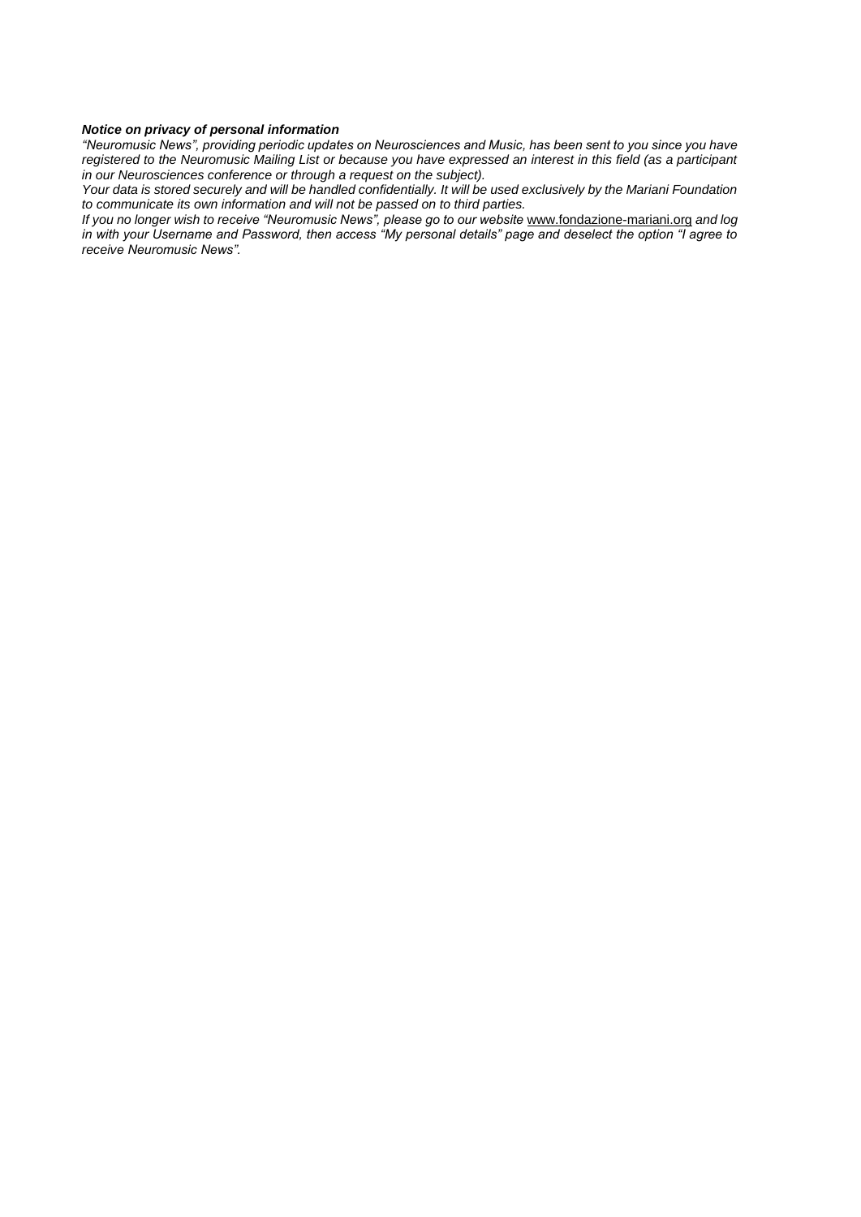***Notice on privacy of personal information***

*"Neuromusic News", providing periodic updates on Neurosciences and Music, has been sent to you since you have registered to the Neuromusic Mailing List or because you have expressed an interest in this field (as a participant in our Neurosciences conference or through a request on the subject).*

*Your data is stored securely and will be handled confidentially. It will be used exclusively by the Mariani Foundation to communicate its own information and will not be passed on to third parties.*

*If you no longer wish to receive "Neuromusic News", please go to our website* www.fondazione-mariani.org *and log in with your Username and Password, then access "My personal details" page and deselect the option "I agree to receive Neuromusic News".*